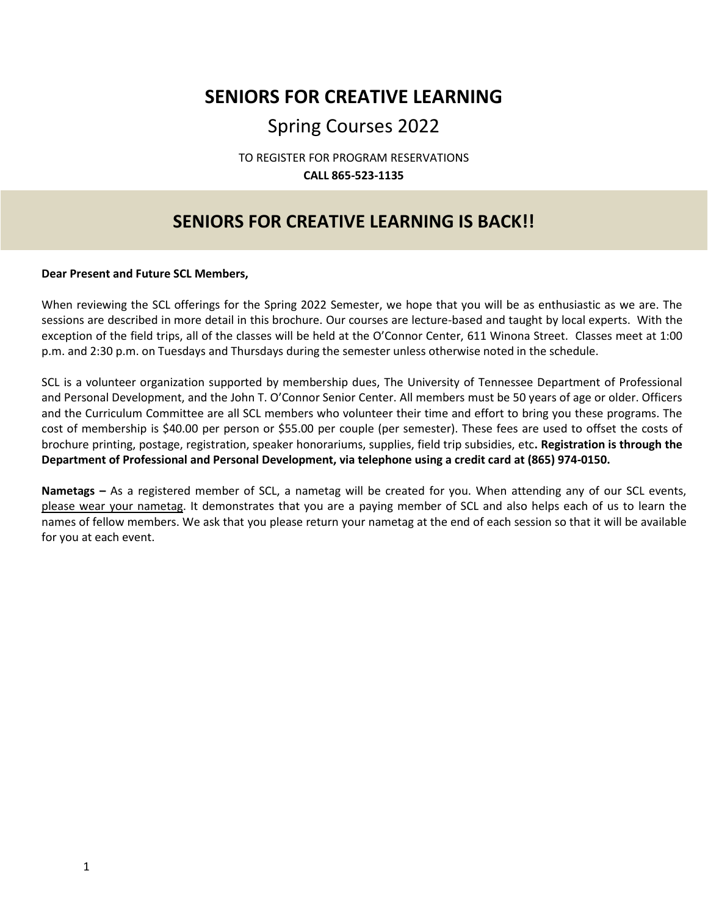# SENIORS FOR CREATIVE LEARNING

## Spring Courses 2022

TO REGISTER FOR PROGRAM RESERVATIONS

**CALL 865-523-1135**

## SENIORS FOR CREATIVE LEARNING IS BACK!!

**Dear Present and Future SCL Members,**

When reviewing the SCL offerings for the Spring 2022 Semester, we hope that you will be as enthusiastic as we are. The sessions are described in more detail in this brochure. Our courses are lecture-based and taught by local experts. With the exception of the field trips, all of the classes will be held at the O'Connor Center, 611 Winona Street. Classes meet at 1:00 p.m. and 2:30 p.m. on Tuesdays and Thursdays during the semester unless otherwise noted in the schedule.

SCL is a volunteer organization supported by membership dues, The University of Tennessee Department of Professional and Personal Development, and the John T. O'Connor Senior Center. All members must be 50 years of age or older. Officers and the Curriculum Committee are all SCL members who volunteer their time and effort to bring you these programs. The cost of membership is $40.00 per person or $55.00 per couple (per semester). These fees are used to offset the costs of brochure printing, postage, registration, speaker honorariums, supplies, field trip subsidies, etc**. Registration is through the Department of Professional and Personal Development, via telephone using a credit card at (865) 974-0150.**

**Nametags –** As a registered member of SCL, a nametag will be created for you. When attending any of our SCL events, please wear your nametag. It demonstrates that you are a paying member of SCL and also helps each of us to learn the names of fellow members. We ask that you please return your nametag at the end of each session so that it will be available for you at each event.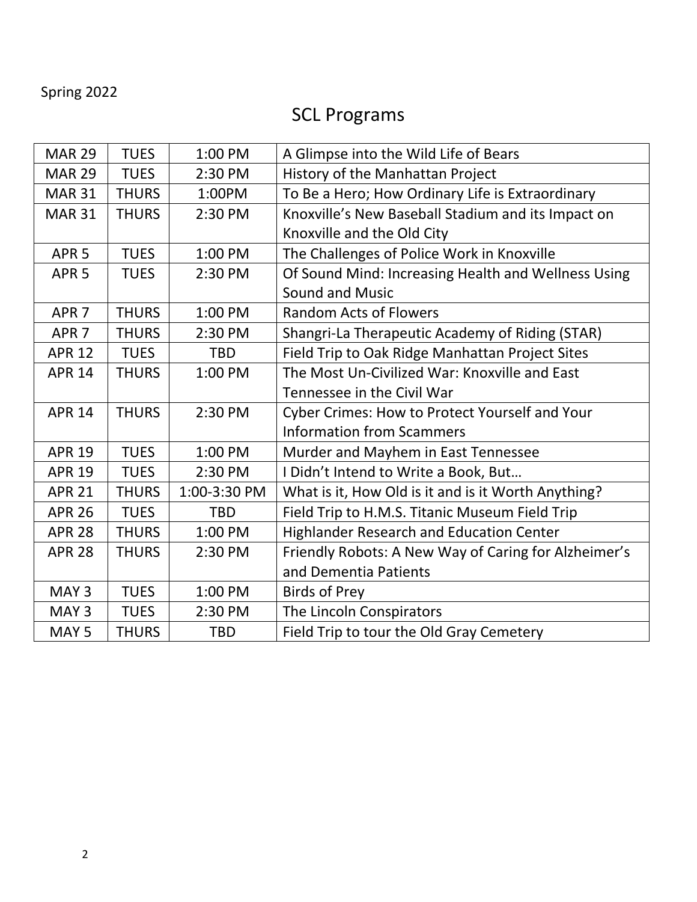Spring 2022

# SCL Programs

| | | | |
|---|---|---|---|
| MAR 29 | TUES | 1:00 PM | A Glimpse into the Wild Life of Bears |
| MAR 29 | TUES | 2:30 PM | History of the Manhattan Project |
| MAR 31 | THURS | 1:00PM | To Be a Hero; How Ordinary Life is Extraordinary |
| MAR 31 | THURS | 2:30 PM | Knoxville's New Baseball Stadium and its Impact on Knoxville and the Old City |
| APR 5 | TUES | 1:00 PM | The Challenges of Police Work in Knoxville |
| APR 5 | TUES | 2:30 PM | Of Sound Mind: Increasing Health and Wellness Using Sound and Music |
| APR 7 | THURS | 1:00 PM | Random Acts of Flowers |
| APR 7 | THURS | 2:30 PM | Shangri-La Therapeutic Academy of Riding (STAR) |
| APR 12 | TUES | TBD | Field Trip to Oak Ridge Manhattan Project Sites |
| APR 14 | THURS | 1:00 PM | The Most Un-Civilized War: Knoxville and East Tennessee in the Civil War |
| APR 14 | THURS | 2:30 PM | Cyber Crimes: How to Protect Yourself and Your Information from Scammers |
| APR 19 | TUES | 1:00 PM | Murder and Mayhem in East Tennessee |
| APR 19 | TUES | 2:30 PM | I Didn't Intend to Write a Book, But… |
| APR 21 | THURS | 1:00-3:30 PM | What is it, How Old is it and is it Worth Anything? |
| APR 26 | TUES | TBD | Field Trip to H.M.S. Titanic Museum Field Trip |
| APR 28 | THURS | 1:00 PM | Highlander Research and Education Center |
| APR 28 | THURS | 2:30 PM | Friendly Robots: A New Way of Caring for Alzheimer's and Dementia Patients |
| MAY 3 | TUES | 1:00 PM | Birds of Prey |
| MAY 3 | TUES | 2:30 PM | The Lincoln Conspirators |
| MAY 5 | THURS | TBD | Field Trip to tour the Old Gray Cemetery |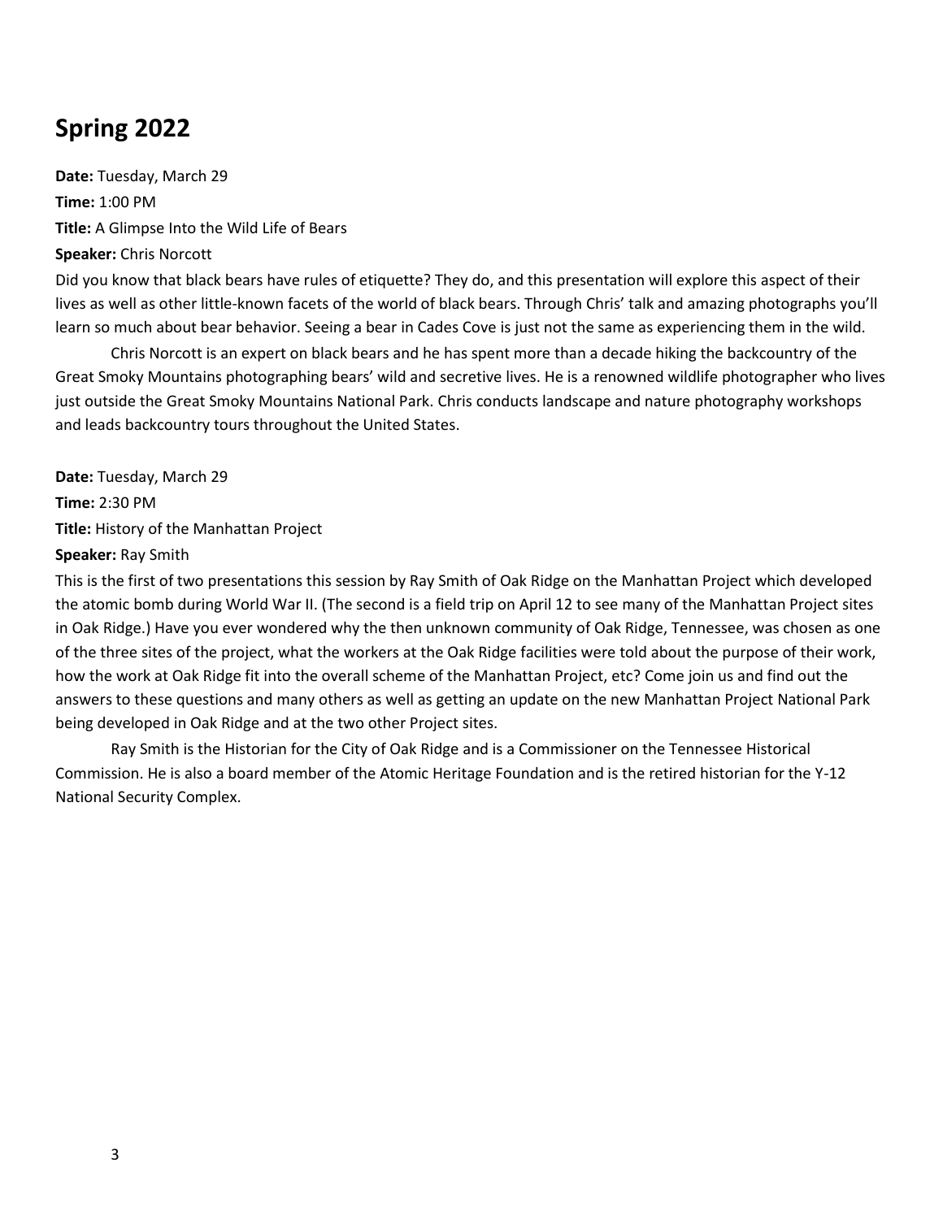## Spring 2022

**Date:** Tuesday, March 29

**Time:** 1:00 PM

**Title:** A Glimpse Into the Wild Life of Bears

**Speaker:** Chris Norcott

Did you know that black bears have rules of etiquette? They do, and this presentation will explore this aspect of their lives as well as other little-known facets of the world of black bears. Through Chris' talk and amazing photographs you'll learn so much about bear behavior. Seeing a bear in Cades Cove is just not the same as experiencing them in the wild.

Chris Norcott is an expert on black bears and he has spent more than a decade hiking the backcountry of the Great Smoky Mountains photographing bears' wild and secretive lives. He is a renowned wildlife photographer who lives just outside the Great Smoky Mountains National Park. Chris conducts landscape and nature photography workshops and leads backcountry tours throughout the United States.

**Date:** Tuesday, March 29

**Time:** 2:30 PM

**Title:** History of the Manhattan Project

**Speaker:** Ray Smith

This is the first of two presentations this session by Ray Smith of Oak Ridge on the Manhattan Project which developed the atomic bomb during World War II. (The second is a field trip on April 12 to see many of the Manhattan Project sites in Oak Ridge.) Have you ever wondered why the then unknown community of Oak Ridge, Tennessee, was chosen as one of the three sites of the project, what the workers at the Oak Ridge facilities were told about the purpose of their work, how the work at Oak Ridge fit into the overall scheme of the Manhattan Project, etc? Come join us and find out the answers to these questions and many others as well as getting an update on the new Manhattan Project National Park being developed in Oak Ridge and at the two other Project sites.

Ray Smith is the Historian for the City of Oak Ridge and is a Commissioner on the Tennessee Historical Commission. He is also a board member of the Atomic Heritage Foundation and is the retired historian for the Y-12 National Security Complex.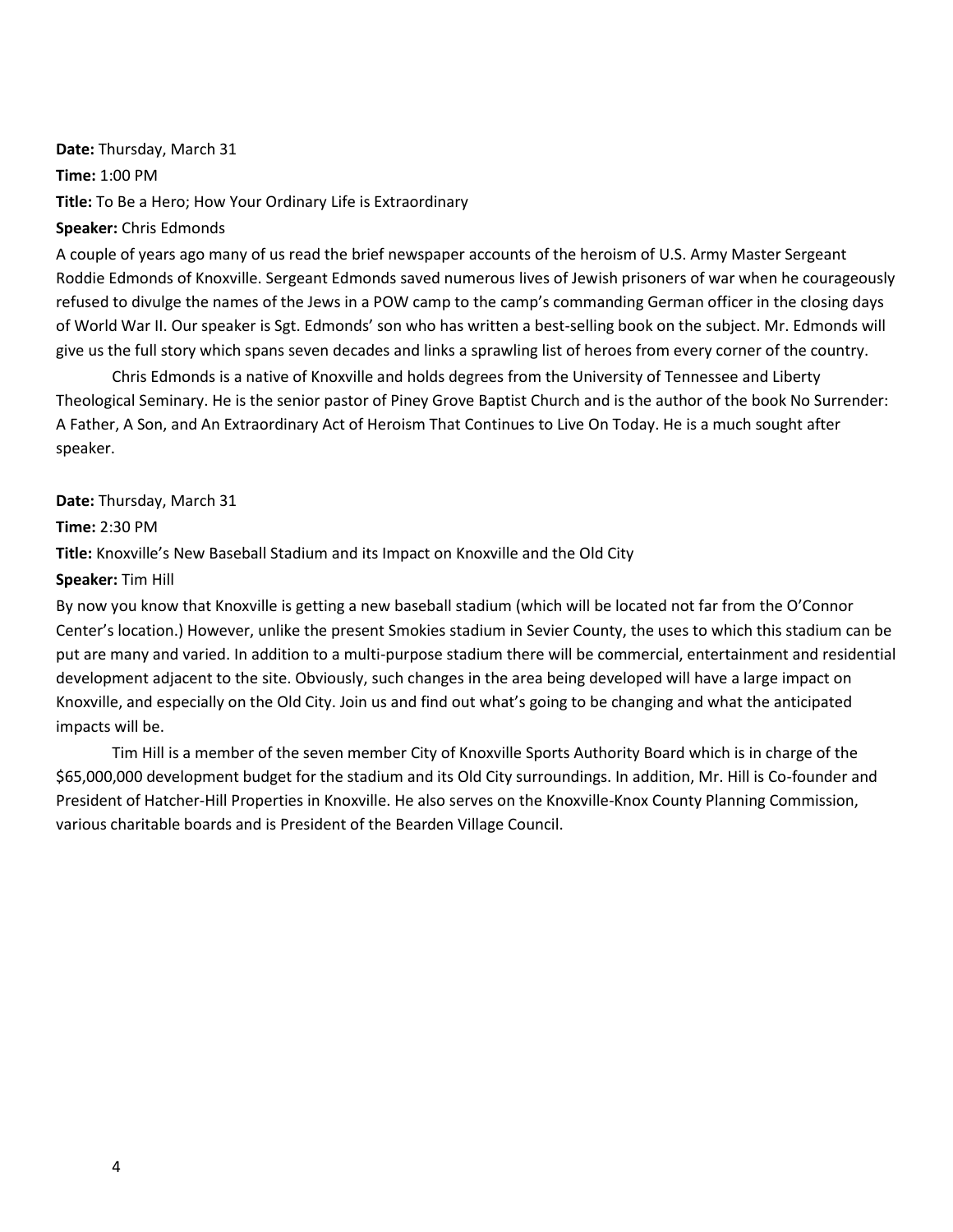**Date:** Thursday, March 31

**Time:** 1:00 PM

**Title:** To Be a Hero; How Your Ordinary Life is Extraordinary

**Speaker:** Chris Edmonds

A couple of years ago many of us read the brief newspaper accounts of the heroism of U.S. Army Master Sergeant Roddie Edmonds of Knoxville. Sergeant Edmonds saved numerous lives of Jewish prisoners of war when he courageously refused to divulge the names of the Jews in a POW camp to the camp's commanding German officer in the closing days of World War II. Our speaker is Sgt. Edmonds' son who has written a best-selling book on the subject. Mr. Edmonds will give us the full story which spans seven decades and links a sprawling list of heroes from every corner of the country.

Chris Edmonds is a native of Knoxville and holds degrees from the University of Tennessee and Liberty Theological Seminary. He is the senior pastor of Piney Grove Baptist Church and is the author of the book No Surrender: A Father, A Son, and An Extraordinary Act of Heroism That Continues to Live On Today. He is a much sought after speaker.

**Date:** Thursday, March 31

**Time:** 2:30 PM

**Title:** Knoxville's New Baseball Stadium and its Impact on Knoxville and the Old City

**Speaker:** Tim Hill

By now you know that Knoxville is getting a new baseball stadium (which will be located not far from the O'Connor Center's location.) However, unlike the present Smokies stadium in Sevier County, the uses to which this stadium can be put are many and varied. In addition to a multi-purpose stadium there will be commercial, entertainment and residential development adjacent to the site. Obviously, such changes in the area being developed will have a large impact on Knoxville, and especially on the Old City. Join us and find out what's going to be changing and what the anticipated impacts will be.

Tim Hill is a member of the seven member City of Knoxville Sports Authority Board which is in charge of the $65,000,000 development budget for the stadium and its Old City surroundings. In addition, Mr. Hill is Co-founder and President of Hatcher-Hill Properties in Knoxville. He also serves on the Knoxville-Knox County Planning Commission, various charitable boards and is President of the Bearden Village Council.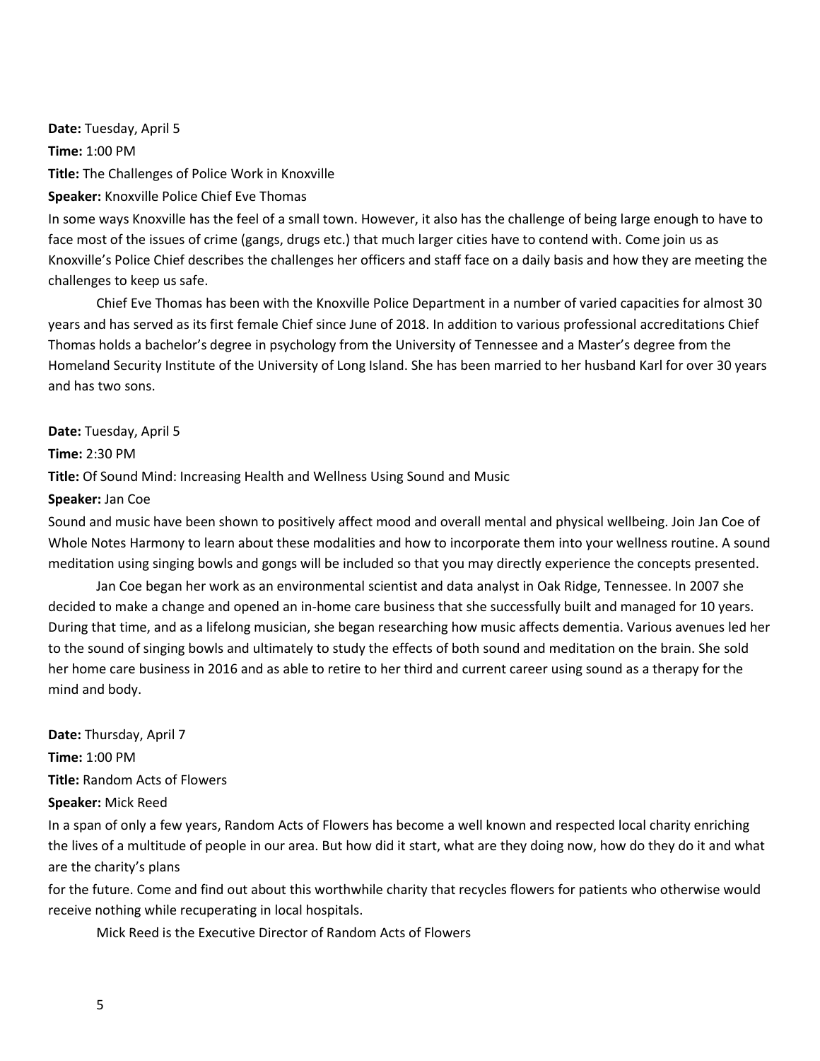**Date:** Tuesday, April 5

**Time:** 1:00 PM

**Title:** The Challenges of Police Work in Knoxville

**Speaker:** Knoxville Police Chief Eve Thomas

In some ways Knoxville has the feel of a small town. However, it also has the challenge of being large enough to have to face most of the issues of crime (gangs, drugs etc.) that much larger cities have to contend with. Come join us as Knoxville's Police Chief describes the challenges her officers and staff face on a daily basis and how they are meeting the challenges to keep us safe.

Chief Eve Thomas has been with the Knoxville Police Department in a number of varied capacities for almost 30 years and has served as its first female Chief since June of 2018. In addition to various professional accreditations Chief Thomas holds a bachelor's degree in psychology from the University of Tennessee and a Master's degree from the Homeland Security Institute of the University of Long Island. She has been married to her husband Karl for over 30 years and has two sons.

**Date:** Tuesday, April 5

**Time:** 2:30 PM

**Title:** Of Sound Mind: Increasing Health and Wellness Using Sound and Music

**Speaker:** Jan Coe

Sound and music have been shown to positively affect mood and overall mental and physical wellbeing. Join Jan Coe of Whole Notes Harmony to learn about these modalities and how to incorporate them into your wellness routine. A sound meditation using singing bowls and gongs will be included so that you may directly experience the concepts presented.

Jan Coe began her work as an environmental scientist and data analyst in Oak Ridge, Tennessee. In 2007 she decided to make a change and opened an in-home care business that she successfully built and managed for 10 years. During that time, and as a lifelong musician, she began researching how music affects dementia. Various avenues led her to the sound of singing bowls and ultimately to study the effects of both sound and meditation on the brain. She sold her home care business in 2016 and as able to retire to her third and current career using sound as a therapy for the mind and body.

**Date:** Thursday, April 7

**Time:** 1:00 PM

**Title:** Random Acts of Flowers

**Speaker:** Mick Reed

In a span of only a few years, Random Acts of Flowers has become a well known and respected local charity enriching the lives of a multitude of people in our area. But how did it start, what are they doing now, how do they do it and what are the charity's plans for the future. Come and find out about this worthwhile charity that recycles flowers for patients who otherwise would receive nothing while recuperating in local hospitals.

Mick Reed is the Executive Director of Random Acts of Flowers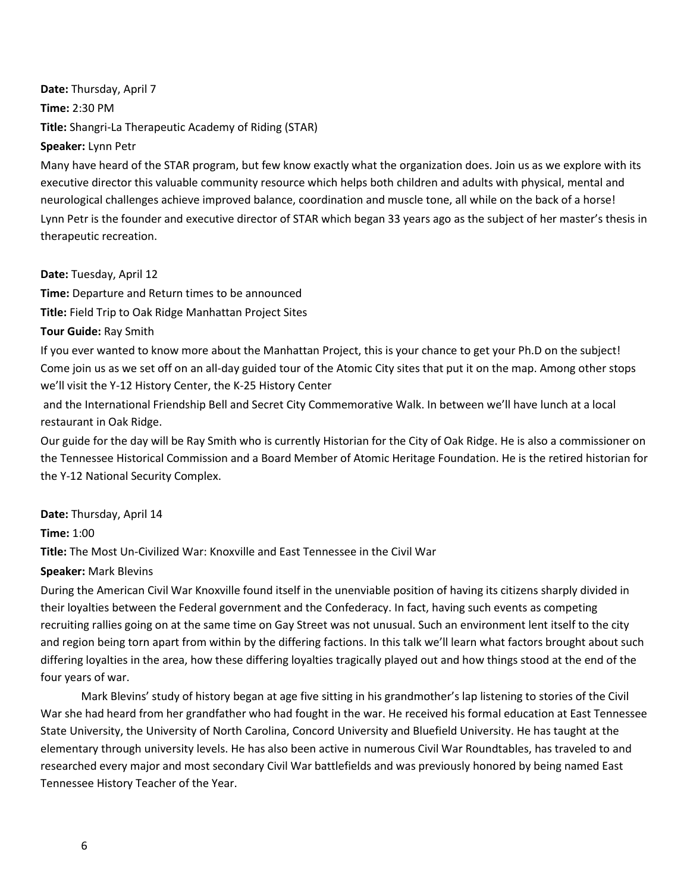**Date:** Thursday, April 7

**Time:** 2:30 PM

**Title:** Shangri-La Therapeutic Academy of Riding (STAR)

**Speaker:** Lynn Petr

Many have heard of the STAR program, but few know exactly what the organization does. Join us as we explore with its executive director this valuable community resource which helps both children and adults with physical, mental and neurological challenges achieve improved balance, coordination and muscle tone, all while on the back of a horse!

Lynn Petr is the founder and executive director of STAR which began 33 years ago as the subject of her master's thesis in therapeutic recreation.

**Date:** Tuesday, April 12

**Time:** Departure and Return times to be announced

**Title:** Field Trip to Oak Ridge Manhattan Project Sites

**Tour Guide:** Ray Smith

If you ever wanted to know more about the Manhattan Project, this is your chance to get your Ph.D on the subject! Come join us as we set off on an all-day guided tour of the Atomic City sites that put it on the map. Among other stops we'll visit the Y-12 History Center, the K-25 History Center and the International Friendship Bell and Secret City Commemorative Walk. In between we'll have lunch at a local restaurant in Oak Ridge.

Our guide for the day will be Ray Smith who is currently Historian for the City of Oak Ridge. He is also a commissioner on the Tennessee Historical Commission and a Board Member of Atomic Heritage Foundation. He is the retired historian for the Y-12 National Security Complex.

**Date:** Thursday, April 14

**Time:** 1:00

**Title:** The Most Un-Civilized War: Knoxville and East Tennessee in the Civil War

**Speaker:** Mark Blevins

During the American Civil War Knoxville found itself in the unenviable position of having its citizens sharply divided in their loyalties between the Federal government and the Confederacy. In fact, having such events as competing recruiting rallies going on at the same time on Gay Street was not unusual. Such an environment lent itself to the city and region being torn apart from within by the differing factions. In this talk we'll learn what factors brought about such differing loyalties in the area, how these differing loyalties tragically played out and how things stood at the end of the four years of war.

Mark Blevins' study of history began at age five sitting in his grandmother's lap listening to stories of the Civil War she had heard from her grandfather who had fought in the war. He received his formal education at East Tennessee State University, the University of North Carolina, Concord University and Bluefield University. He has taught at the elementary through university levels. He has also been active in numerous Civil War Roundtables, has traveled to and researched every major and most secondary Civil War battlefields and was previously honored by being named East Tennessee History Teacher of the Year.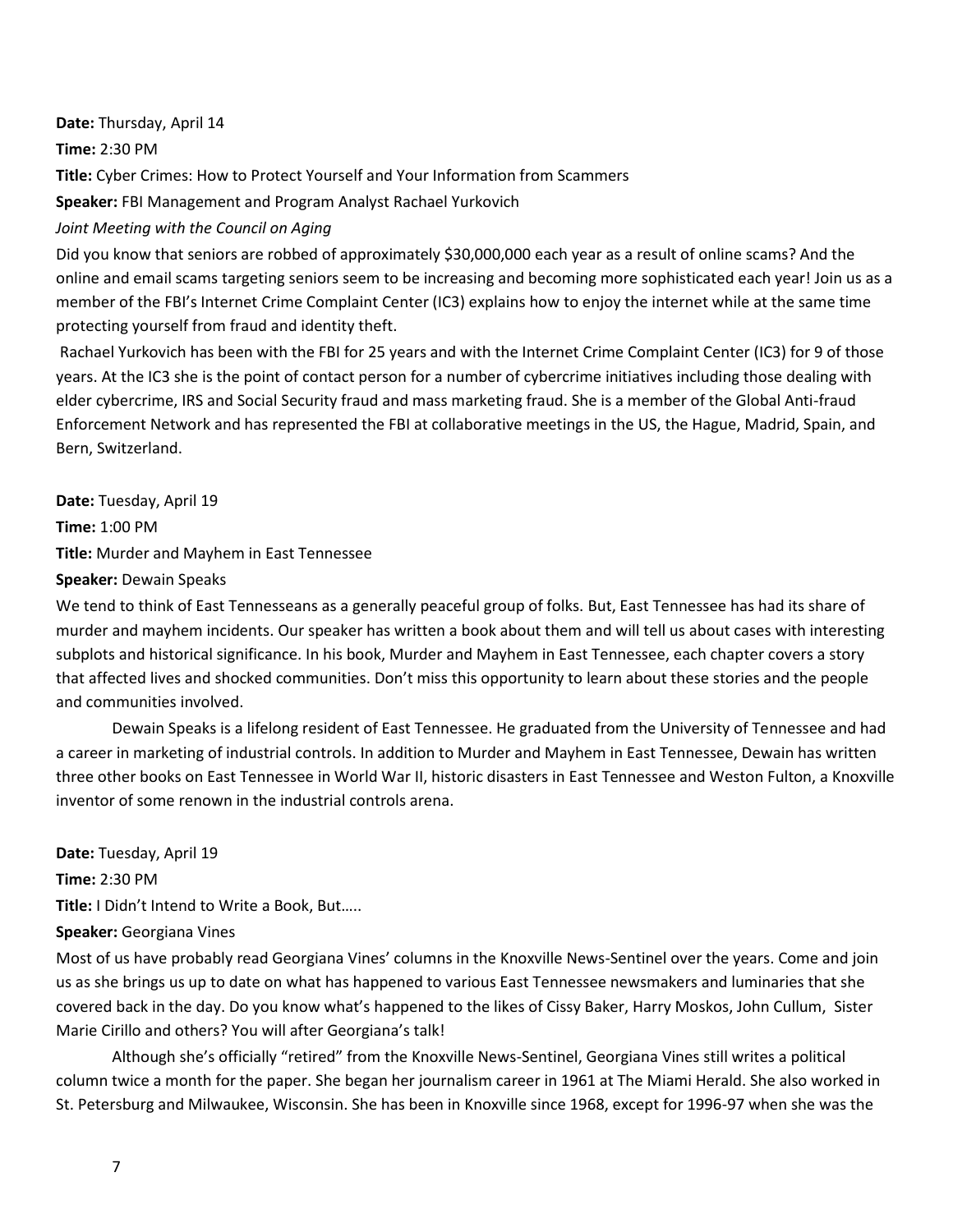**Date:** Thursday, April 14

**Time:** 2:30 PM

**Title:** Cyber Crimes: How to Protect Yourself and Your Information from Scammers

**Speaker:** FBI Management and Program Analyst Rachael Yurkovich

*Joint Meeting with the Council on Aging*

Did you know that seniors are robbed of approximately $30,000,000 each year as a result of online scams? And the online and email scams targeting seniors seem to be increasing and becoming more sophisticated each year! Join us as a member of the FBI's Internet Crime Complaint Center (IC3) explains how to enjoy the internet while at the same time protecting yourself from fraud and identity theft.

Rachael Yurkovich has been with the FBI for 25 years and with the Internet Crime Complaint Center (IC3) for 9 of those years. At the IC3 she is the point of contact person for a number of cybercrime initiatives including those dealing with elder cybercrime, IRS and Social Security fraud and mass marketing fraud. She is a member of the Global Anti-fraud Enforcement Network and has represented the FBI at collaborative meetings in the US, the Hague, Madrid, Spain, and Bern, Switzerland.

**Date:** Tuesday, April 19

**Time:** 1:00 PM

**Title:** Murder and Mayhem in East Tennessee

**Speaker:** Dewain Speaks

We tend to think of East Tennesseans as a generally peaceful group of folks. But, East Tennessee has had its share of murder and mayhem incidents. Our speaker has written a book about them and will tell us about cases with interesting subplots and historical significance. In his book, Murder and Mayhem in East Tennessee, each chapter covers a story that affected lives and shocked communities. Don't miss this opportunity to learn about these stories and the people and communities involved.

Dewain Speaks is a lifelong resident of East Tennessee. He graduated from the University of Tennessee and had a career in marketing of industrial controls. In addition to Murder and Mayhem in East Tennessee, Dewain has written three other books on East Tennessee in World War II, historic disasters in East Tennessee and Weston Fulton, a Knoxville inventor of some renown in the industrial controls arena.

**Date:** Tuesday, April 19

**Time:** 2:30 PM

**Title:** I Didn't Intend to Write a Book, But…..

**Speaker:** Georgiana Vines

Most of us have probably read Georgiana Vines' columns in the Knoxville News-Sentinel over the years. Come and join us as she brings us up to date on what has happened to various East Tennessee newsmakers and luminaries that she covered back in the day. Do you know what's happened to the likes of Cissy Baker, Harry Moskos, John Cullum, Sister Marie Cirillo and others? You will after Georgiana's talk!

Although she's officially "retired" from the Knoxville News-Sentinel, Georgiana Vines still writes a political column twice a month for the paper. She began her journalism career in 1961 at The Miami Herald. She also worked in St. Petersburg and Milwaukee, Wisconsin. She has been in Knoxville since 1968, except for 1996-97 when she was the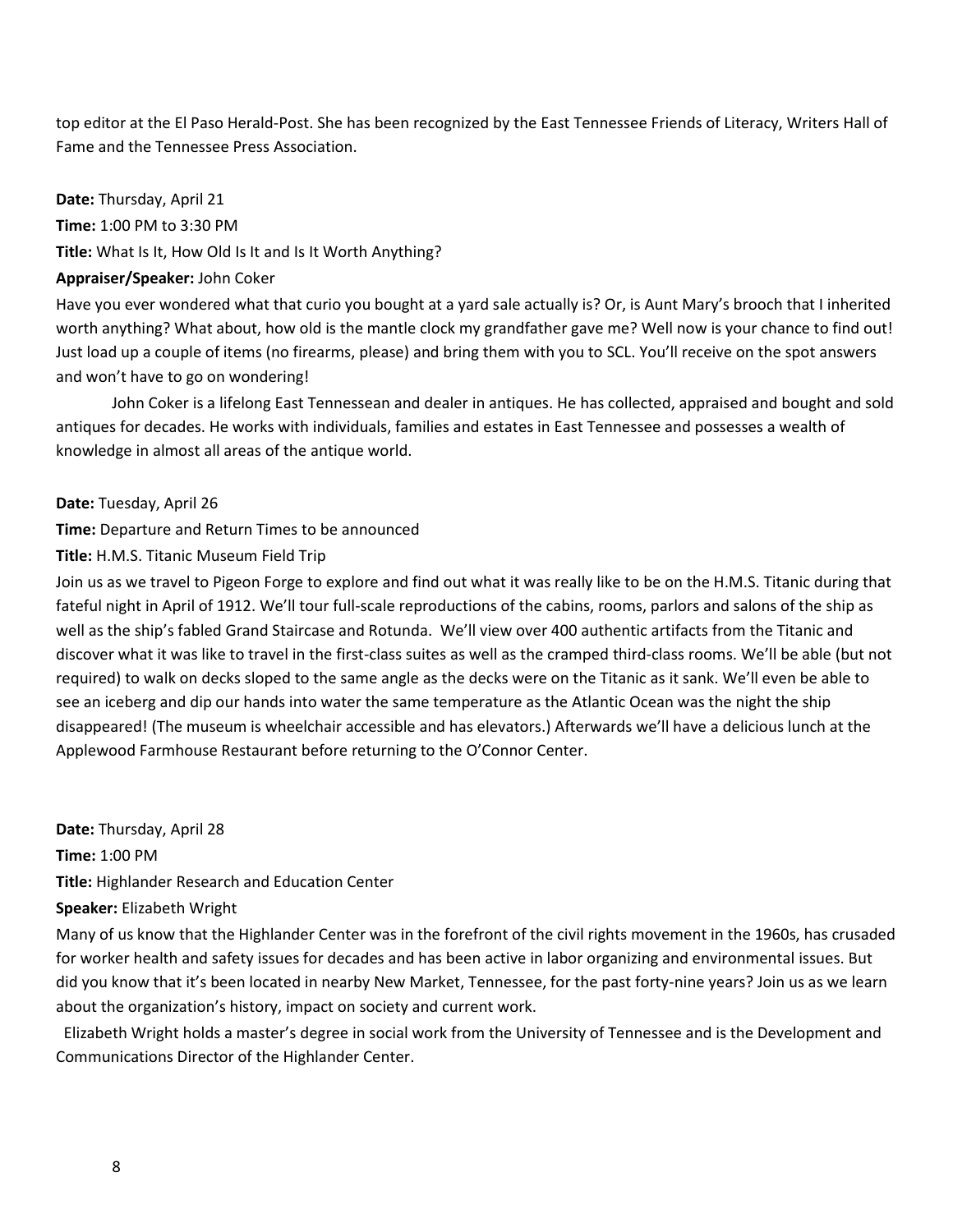top editor at the El Paso Herald-Post. She has been recognized by the East Tennessee Friends of Literacy, Writers Hall of Fame and the Tennessee Press Association.

**Date:** Thursday, April 21
**Time:** 1:00 PM to 3:30 PM
**Title:** What Is It, How Old Is It and Is It Worth Anything?
**Appraiser/Speaker:** John Coker

Have you ever wondered what that curio you bought at a yard sale actually is? Or, is Aunt Mary's brooch that I inherited worth anything? What about, how old is the mantle clock my grandfather gave me? Well now is your chance to find out! Just load up a couple of items (no firearms, please) and bring them with you to SCL. You'll receive on the spot answers and won't have to go on wondering!

John Coker is a lifelong East Tennessean and dealer in antiques. He has collected, appraised and bought and sold antiques for decades. He works with individuals, families and estates in East Tennessee and possesses a wealth of knowledge in almost all areas of the antique world.

**Date:** Tuesday, April 26
**Time:** Departure and Return Times to be announced
**Title:** H.M.S. Titanic Museum Field Trip

Join us as we travel to Pigeon Forge to explore and find out what it was really like to be on the H.M.S. Titanic during that fateful night in April of 1912. We'll tour full-scale reproductions of the cabins, rooms, parlors and salons of the ship as well as the ship's fabled Grand Staircase and Rotunda. We'll view over 400 authentic artifacts from the Titanic and discover what it was like to travel in the first-class suites as well as the cramped third-class rooms. We'll be able (but not required) to walk on decks sloped to the same angle as the decks were on the Titanic as it sank. We'll even be able to see an iceberg and dip our hands into water the same temperature as the Atlantic Ocean was the night the ship disappeared! (The museum is wheelchair accessible and has elevators.) Afterwards we'll have a delicious lunch at the Applewood Farmhouse Restaurant before returning to the O'Connor Center.

**Date:** Thursday, April 28
**Time:** 1:00 PM
**Title:** Highlander Research and Education Center
**Speaker:** Elizabeth Wright

Many of us know that the Highlander Center was in the forefront of the civil rights movement in the 1960s, has crusaded for worker health and safety issues for decades and has been active in labor organizing and environmental issues. But did you know that it's been located in nearby New Market, Tennessee, for the past forty-nine years? Join us as we learn about the organization's history, impact on society and current work.

Elizabeth Wright holds a master's degree in social work from the University of Tennessee and is the Development and Communications Director of the Highlander Center.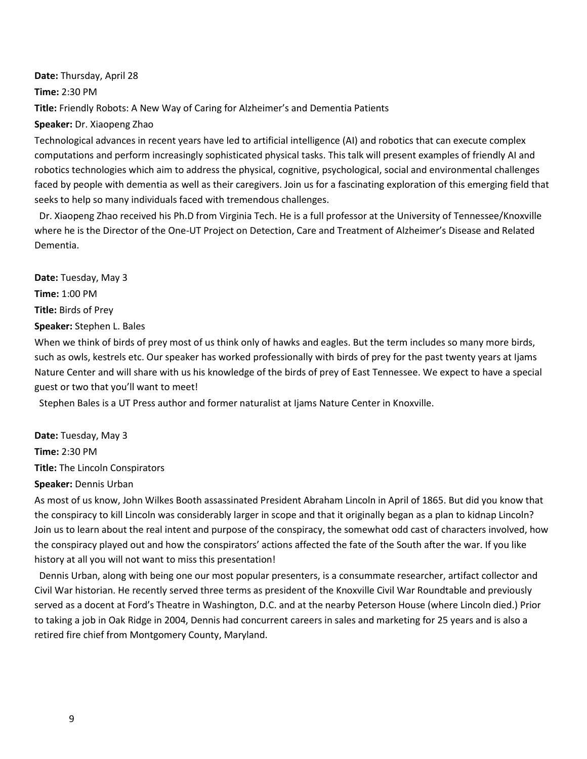**Date:** Thursday, April 28

**Time:** 2:30 PM

**Title:** Friendly Robots: A New Way of Caring for Alzheimer's and Dementia Patients

**Speaker:** Dr. Xiaopeng Zhao

Technological advances in recent years have led to artificial intelligence (AI) and robotics that can execute complex computations and perform increasingly sophisticated physical tasks. This talk will present examples of friendly AI and robotics technologies which aim to address the physical, cognitive, psychological, social and environmental challenges faced by people with dementia as well as their caregivers. Join us for a fascinating exploration of this emerging field that seeks to help so many individuals faced with tremendous challenges.

Dr. Xiaopeng Zhao received his Ph.D from Virginia Tech. He is a full professor at the University of Tennessee/Knoxville where he is the Director of the One-UT Project on Detection, Care and Treatment of Alzheimer's Disease and Related Dementia.

**Date:** Tuesday, May 3

**Time:** 1:00 PM

**Title:** Birds of Prey

**Speaker:** Stephen L. Bales

When we think of birds of prey most of us think only of hawks and eagles. But the term includes so many more birds, such as owls, kestrels etc. Our speaker has worked professionally with birds of prey for the past twenty years at Ijams Nature Center and will share with us his knowledge of the birds of prey of East Tennessee. We expect to have a special guest or two that you'll want to meet!

Stephen Bales is a UT Press author and former naturalist at Ijams Nature Center in Knoxville.

**Date:** Tuesday, May 3

**Time:** 2:30 PM

**Title:** The Lincoln Conspirators

**Speaker:** Dennis Urban

As most of us know, John Wilkes Booth assassinated President Abraham Lincoln in April of 1865. But did you know that the conspiracy to kill Lincoln was considerably larger in scope and that it originally began as a plan to kidnap Lincoln? Join us to learn about the real intent and purpose of the conspiracy, the somewhat odd cast of characters involved, how the conspiracy played out and how the conspirators' actions affected the fate of the South after the war. If you like history at all you will not want to miss this presentation!

Dennis Urban, along with being one our most popular presenters, is a consummate researcher, artifact collector and Civil War historian. He recently served three terms as president of the Knoxville Civil War Roundtable and previously served as a docent at Ford's Theatre in Washington, D.C. and at the nearby Peterson House (where Lincoln died.) Prior to taking a job in Oak Ridge in 2004, Dennis had concurrent careers in sales and marketing for 25 years and is also a retired fire chief from Montgomery County, Maryland.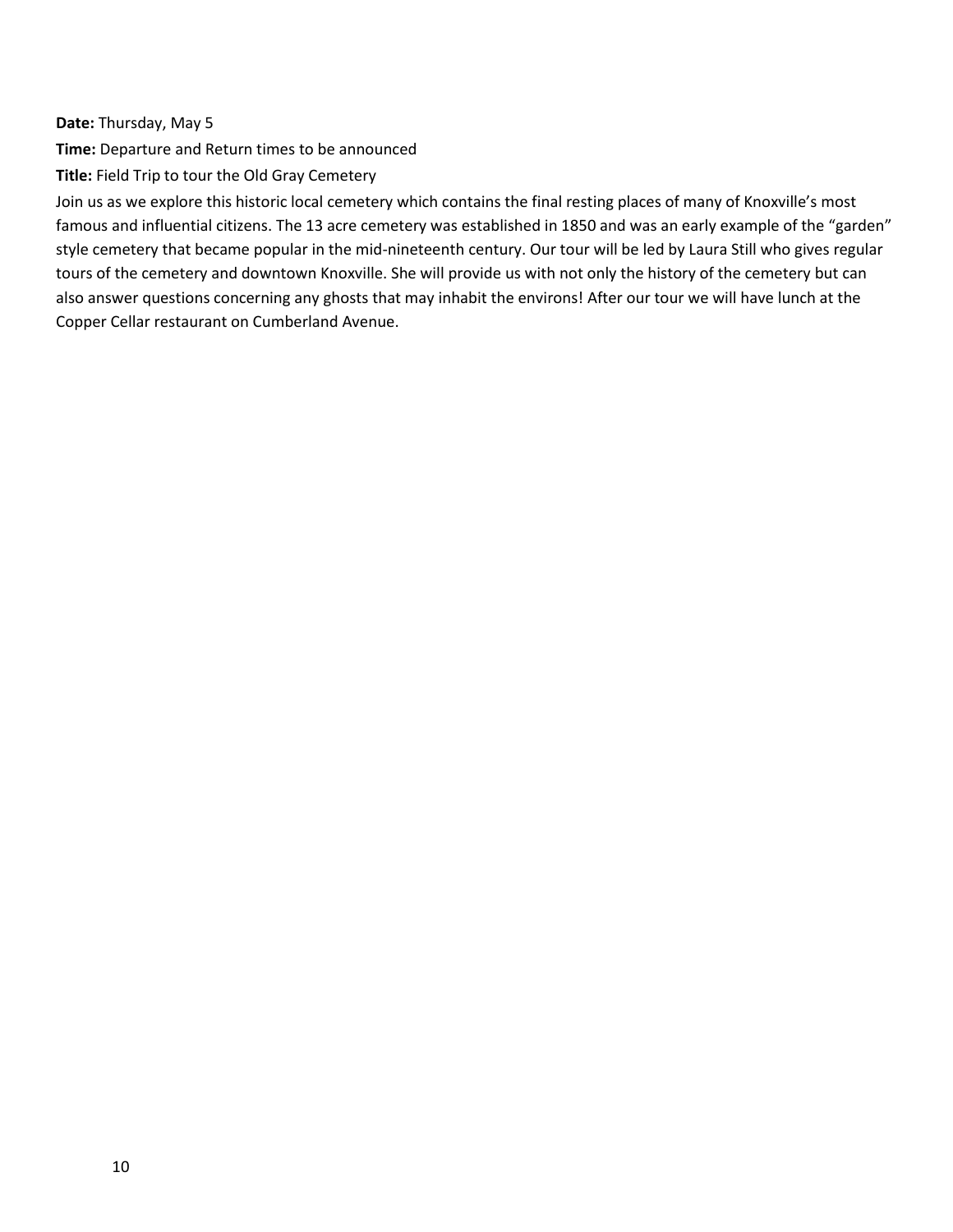**Date:** Thursday, May 5

**Time:** Departure and Return times to be announced

**Title:** Field Trip to tour the Old Gray Cemetery

Join us as we explore this historic local cemetery which contains the final resting places of many of Knoxville's most famous and influential citizens. The 13 acre cemetery was established in 1850 and was an early example of the "garden" style cemetery that became popular in the mid-nineteenth century. Our tour will be led by Laura Still who gives regular tours of the cemetery and downtown Knoxville. She will provide us with not only the history of the cemetery but can also answer questions concerning any ghosts that may inhabit the environs! After our tour we will have lunch at the Copper Cellar restaurant on Cumberland Avenue.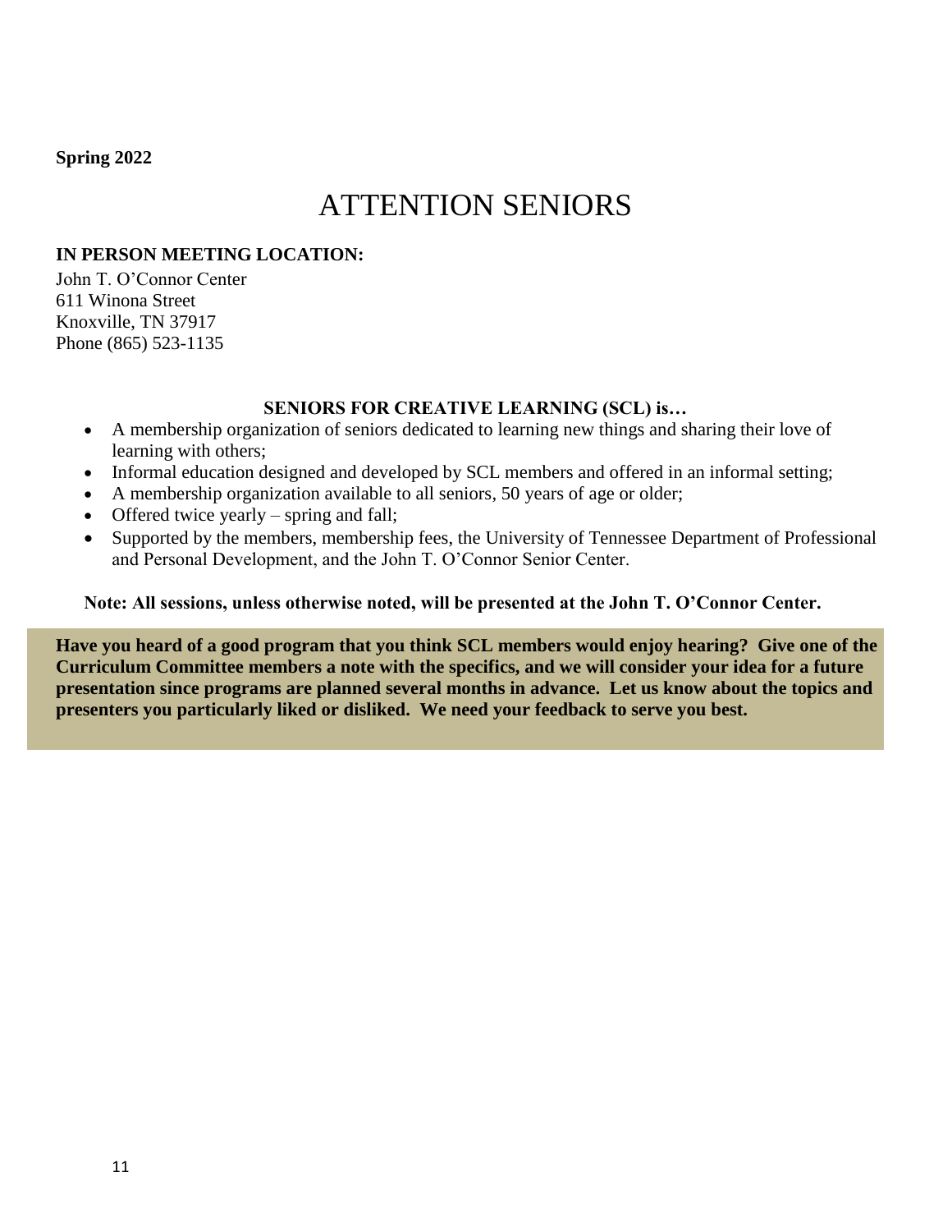**Spring 2022**

# ATTENTION SENIORS

**IN PERSON MEETING LOCATION:**

John T. O'Connor Center
611 Winona Street
Knoxville, TN 37917
Phone (865) 523-1135

**SENIORS FOR CREATIVE LEARNING (SCL) is…**

- A membership organization of seniors dedicated to learning new things and sharing their love of learning with others;
- Informal education designed and developed by SCL members and offered in an informal setting;
- A membership organization available to all seniors, 50 years of age or older;
- Offered twice yearly – spring and fall;
- Supported by the members, membership fees, the University of Tennessee Department of Professional and Personal Development, and the John T. O'Connor Senior Center.

**Note: All sessions, unless otherwise noted, will be presented at the John T. O'Connor Center.**

**Have you heard of a good program that you think SCL members would enjoy hearing? Give one of the Curriculum Committee members a note with the specifics, and we will consider your idea for a future presentation since programs are planned several months in advance. Let us know about the topics and presenters you particularly liked or disliked. We need your feedback to serve you best.**